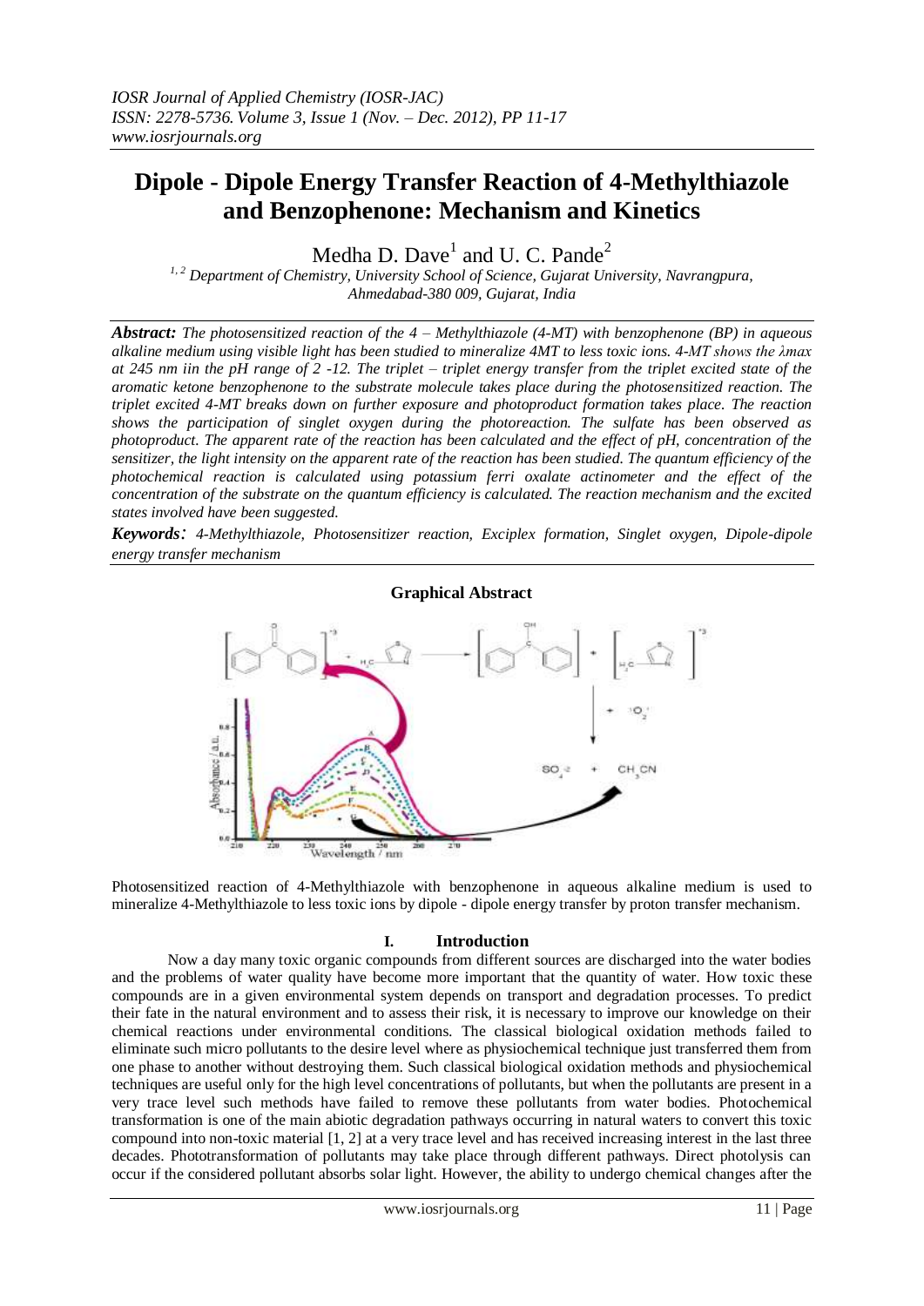# Dipole - Dipole Energy Transfer Reaction of 4-Methylthiazole and Benzophenone: Mechanism and Kinetics

Medha D. Dave[1] and U. C. Pande[2]

[1, 2] Department of Chemistry, University School of Science, Gujarat University, Navrangpura, Ahmedabad-380 009, Gujarat, India

***Abstract:*** *The photosensitized reaction of the 4 – Methylthiazole (4-MT) with benzophenone (BP) in aqueous alkaline medium using visible light has been studied to mineralize 4MT to less toxic ions. 4-MT shows the λmax at 245 nm iin the pH range of 2 -12. The triplet – triplet energy transfer from the triplet excited state of the aromatic ketone benzophenone to the substrate molecule takes place during the photosensitized reaction. The triplet excited 4-MT breaks down on further exposure and photoproduct formation takes place. The reaction shows the participation of singlet oxygen during the photoreaction. The sulfate has been observed as photoproduct. The apparent rate of the reaction has been calculated and the effect of pH, concentration of the sensitizer, the light intensity on the apparent rate of the reaction has been studied. The quantum efficiency of the photochemical reaction is calculated using potassium ferri oxalate actinometer and the effect of the concentration of the substrate on the quantum efficiency is calculated. The reaction mechanism and the excited states involved have been suggested.*

***Keywords:*** *4-Methylthiazole, Photosensitizer reaction, Exciplex formation, Singlet oxygen, Dipole-dipole energy transfer mechanism*

**Graphical Abstract**

Photosensitized reaction of 4-Methylthiazole with benzophenone in aqueous alkaline medium is used to mineralize 4-Methylthiazole to less toxic ions by dipole - dipole energy transfer by proton transfer mechanism.

## I. Introduction

Now a day many toxic organic compounds from different sources are discharged into the water bodies and the problems of water quality have become more important that the quantity of water. How toxic these compounds are in a given environmental system depends on transport and degradation processes. To predict their fate in the natural environment and to assess their risk, it is necessary to improve our knowledge on their chemical reactions under environmental conditions. The classical biological oxidation methods failed to eliminate such micro pollutants to the desire level where as physiochemical technique just transferred them from one phase to another without destroying them. Such classical biological oxidation methods and physiochemical techniques are useful only for the high level concentrations of pollutants, but when the pollutants are present in a very trace level such methods have failed to remove these pollutants from water bodies. Photochemical transformation is one of the main abiotic degradation pathways occurring in natural waters to convert this toxic compound into non-toxic material [1, 2] at a very trace level and has received increasing interest in the last three decades. Phototransformation of pollutants may take place through different pathways. Direct photolysis can occur if the considered pollutant absorbs solar light. However, the ability to undergo chemical changes after the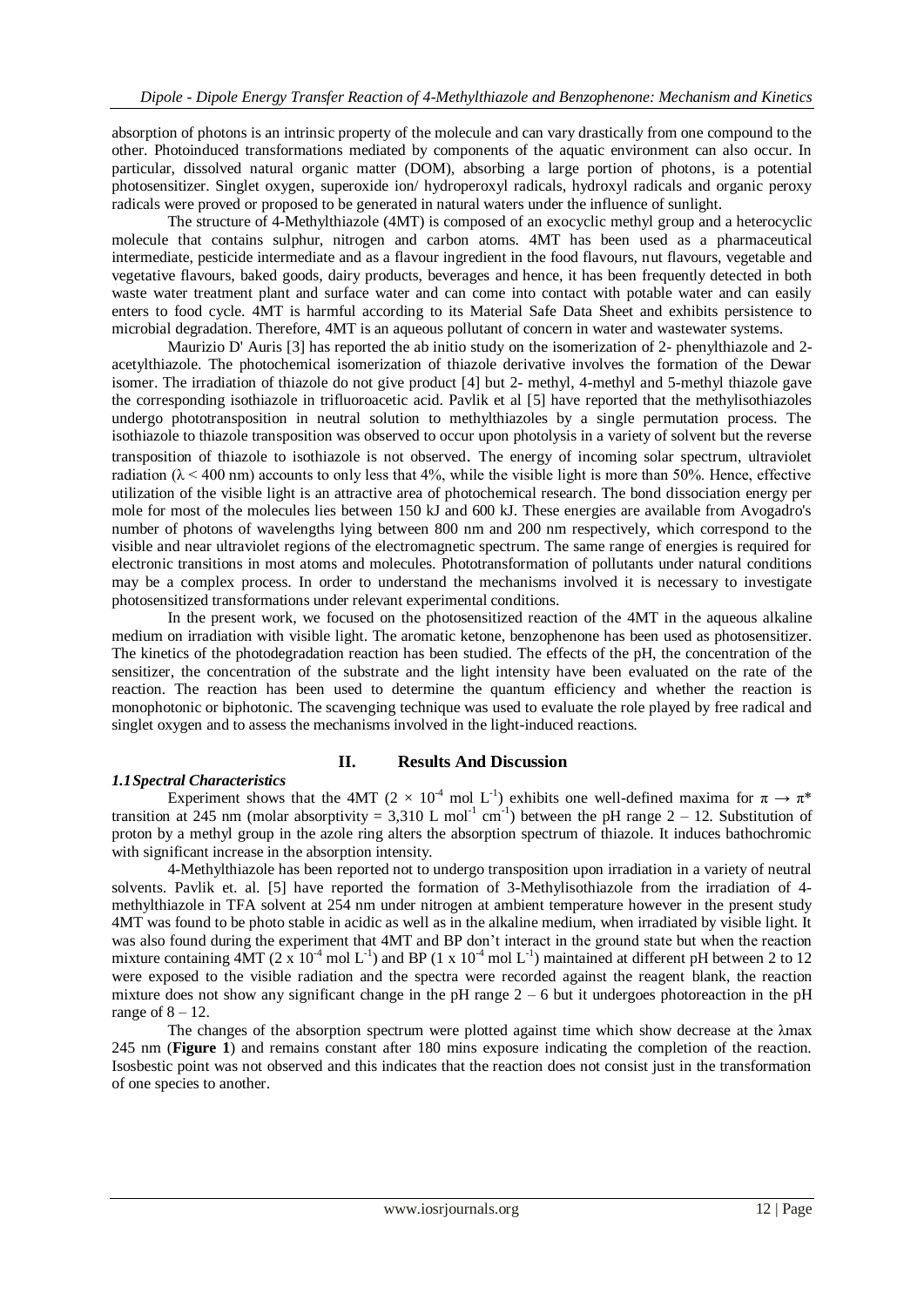absorption of photons is an intrinsic property of the molecule and can vary drastically from one compound to the other. Photoinduced transformations mediated by components of the aquatic environment can also occur. In particular, dissolved natural organic matter (DOM), absorbing a large portion of photons, is a potential photosensitizer. Singlet oxygen, superoxide ion/ hydroperoxyl radicals, hydroxyl radicals and organic peroxy radicals were proved or proposed to be generated in natural waters under the influence of sunlight.

The structure of 4-Methylthiazole (4MT) is composed of an exocyclic methyl group and a heterocyclic molecule that contains sulphur, nitrogen and carbon atoms. 4MT has been used as a pharmaceutical intermediate, pesticide intermediate and as a flavour ingredient in the food flavours, nut flavours, vegetable and vegetative flavours, baked goods, dairy products, beverages and hence, it has been frequently detected in both waste water treatment plant and surface water and can come into contact with potable water and can easily enters to food cycle. 4MT is harmful according to its Material Safe Data Sheet and exhibits persistence to microbial degradation. Therefore, 4MT is an aqueous pollutant of concern in water and wastewater systems.

Maurizio D' Auris [3] has reported the ab initio study on the isomerization of 2- phenylthiazole and 2-acetylthiazole. The photochemical isomerization of thiazole derivative involves the formation of the Dewar isomer. The irradiation of thiazole do not give product [4] but 2- methyl, 4-methyl and 5-methyl thiazole gave the corresponding isothiazole in trifluoroacetic acid. Pavlik et al [5] have reported that the methylisothiazoles undergo phototransposition in neutral solution to methylthiazoles by a single permutation process. The isothiazole to thiazole transposition was observed to occur upon photolysis in a variety of solvent but the reverse transposition of thiazole to isothiazole is not observed. The energy of incoming solar spectrum, ultraviolet radiation ($\lambda < 400$ nm) accounts to only less that 4%, while the visible light is more than 50%. Hence, effective utilization of the visible light is an attractive area of photochemical research. The bond dissociation energy per mole for most of the molecules lies between 150 kJ and 600 kJ. These energies are available from Avogadro's number of photons of wavelengths lying between 800 nm and 200 nm respectively, which correspond to the visible and near ultraviolet regions of the electromagnetic spectrum. The same range of energies is required for electronic transitions in most atoms and molecules. Phototransformation of pollutants under natural conditions may be a complex process. In order to understand the mechanisms involved it is necessary to investigate photosensitized transformations under relevant experimental conditions.

In the present work, we focused on the photosensitized reaction of the 4MT in the aqueous alkaline medium on irradiation with visible light. The aromatic ketone, benzophenone has been used as photosensitizer. The kinetics of the photodegradation reaction has been studied. The effects of the pH, the concentration of the sensitizer, the concentration of the substrate and the light intensity have been evaluated on the rate of the reaction. The reaction has been used to determine the quantum efficiency and whether the reaction is monophotonic or biphotonic. The scavenging technique was used to evaluate the role played by free radical and singlet oxygen and to assess the mechanisms involved in the light-induced reactions.

## II. Results And Discussion

### *1.1 Spectral Characteristics*

Experiment shows that the 4MT ($2 \times 10^{-4}$ mol $L^{-1}$) exhibits one well-defined maxima for $\pi \rightarrow \pi^*$ transition at 245 nm (molar absorptivity = 3,310 L $mol^{-1}$ $cm^{-1}$) between the pH range 2 – 12. Substitution of proton by a methyl group in the azole ring alters the absorption spectrum of thiazole. It induces bathochromic with significant increase in the absorption intensity.

4-Methylthiazole has been reported not to undergo transposition upon irradiation in a variety of neutral solvents. Pavlik et. al. [5] have reported the formation of 3-Methylisothiazole from the irradiation of 4-methylthiazole in TFA solvent at 254 nm under nitrogen at ambient temperature however in the present study 4MT was found to be photo stable in acidic as well as in the alkaline medium, when irradiated by visible light. It was also found during the experiment that 4MT and BP don't interact in the ground state but when the reaction mixture containing 4MT ($2 \times 10^{-4}$ mol $L^{-1}$) and BP ($1 \times 10^{-4}$ mol $L^{-1}$) maintained at different pH between 2 to 12 were exposed to the visible radiation and the spectra were recorded against the reagent blank, the reaction mixture does not show any significant change in the pH range 2 – 6 but it undergoes photoreaction in the pH range of 8 – 12.

The changes of the absorption spectrum were plotted against time which show decrease at the λmax 245 nm (**Figure 1**) and remains constant after 180 mins exposure indicating the completion of the reaction. Isosbestic point was not observed and this indicates that the reaction does not consist just in the transformation of one species to another.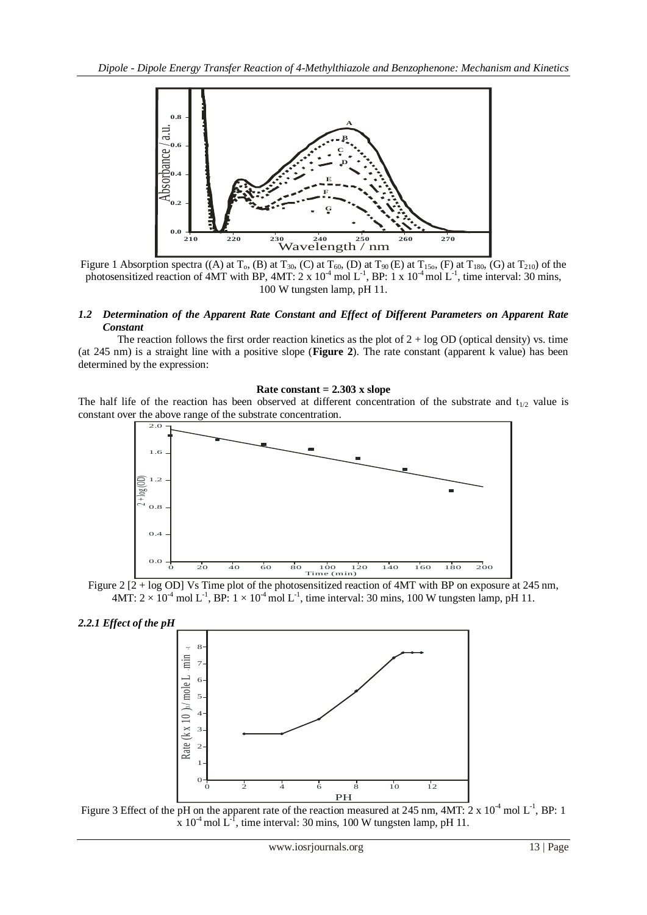Figure 1 Absorption spectra ((A) at $T_o$, (B) at $T_{30}$, (C) at $T_{60}$, (D) at $T_{90}$ (E) at $T_{15o}$, (F) at $T_{180}$, (G) at $T_{210}$) of the photosensitized reaction of 4MT with BP, 4MT: 2 x $10^{-4}$ mol $L^{-1}$, BP: 1 x $10^{-4}$ mol $L^{-1}$, time interval: 30 mins, 100 W tungsten lamp, pH 11.

### *1.2 Determination of the Apparent Rate Constant and Effect of Different Parameters on Apparent Rate Constant*

The reaction follows the first order reaction kinetics as the plot of 2 + log OD (optical density) vs. time (at 245 nm) is a straight line with a positive slope (**Figure 2**). The rate constant (apparent k value) has been determined by the expression:

**Rate constant = 2.303 x slope**

The half life of the reaction has been observed at different concentration of the substrate and $t_{1/2}$ value is constant over the above range of the substrate concentration.

Figure 2 [2 + log OD] Vs Time plot of the photosensitized reaction of 4MT with BP on exposure at 245 nm, 4MT: $2 \times 10^{-4}$ mol $L^{-1}$, BP: $1 \times 10^{-4}$ mol $L^{-1}$, time interval: 30 mins, 100 W tungsten lamp, pH 11.

### *2.2.1 Effect of the pH*

Figure 3 Effect of the pH on the apparent rate of the reaction measured at 245 nm, 4MT: 2 x $10^{-4}$ mol $L^{-1}$, BP: 1 x $10^{-4}$ mol $L^{-1}$, time interval: 30 mins, 100 W tungsten lamp, pH 11.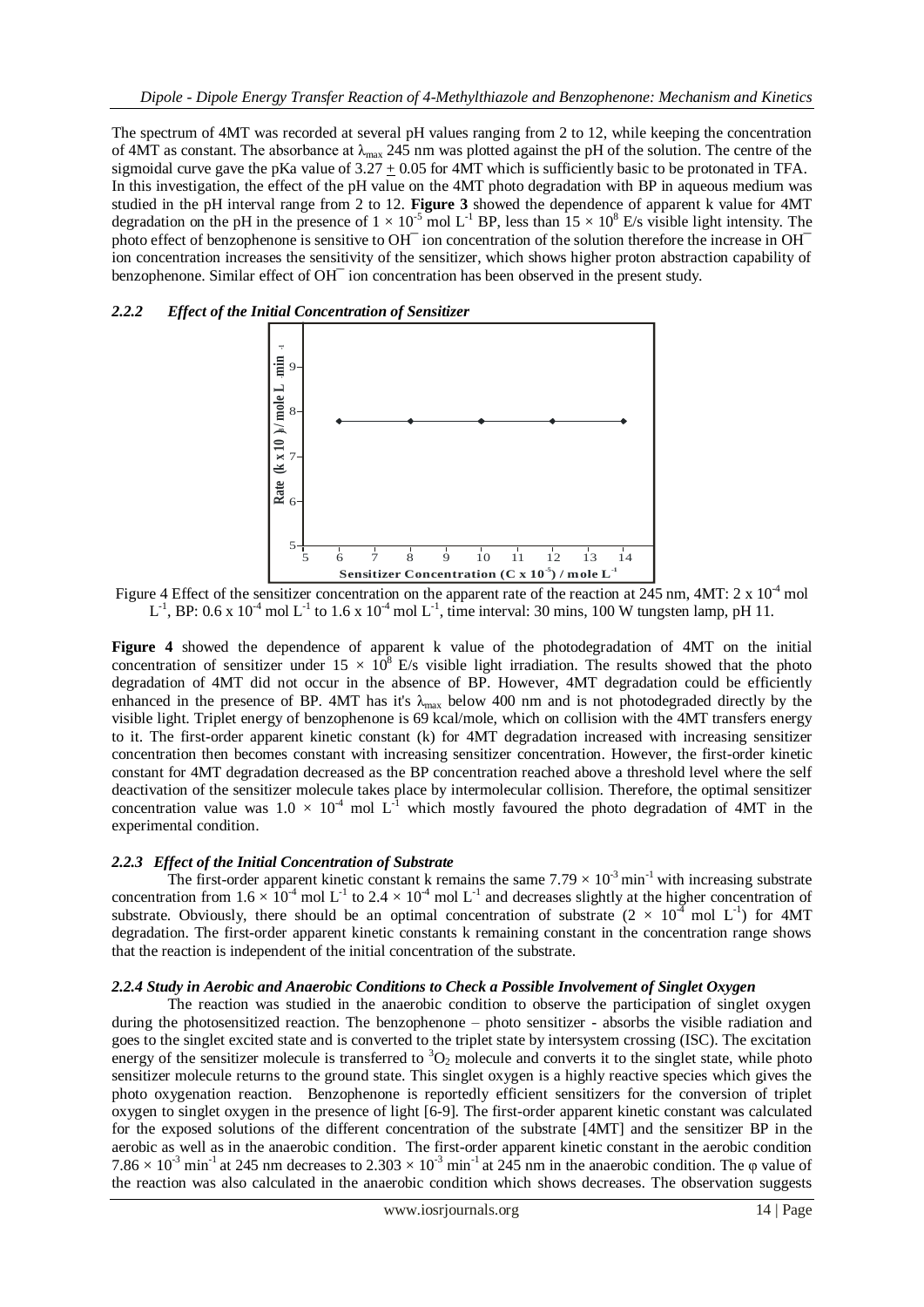The spectrum of 4MT was recorded at several pH values ranging from 2 to 12, while keeping the concentration of 4MT as constant. The absorbance at $\lambda_{max}$ 245 nm was plotted against the pH of the solution. The centre of the sigmoidal curve gave the pKa value of 3.27 ± 0.05 for 4MT which is sufficiently basic to be protonated in TFA. In this investigation, the effect of the pH value on the 4MT photo degradation with BP in aqueous medium was studied in the pH interval range from 2 to 12. **Figure 3** showed the dependence of apparent k value for 4MT degradation on the pH in the presence of $1 \times 10^{-5}$ mol $L^{-1}$ BP, less than $15 \times 10^{8}$ E/s visible light intensity. The photo effect of benzophenone is sensitive to $OH^{-}$ ion concentration of the solution therefore the increase in $OH^{-}$ ion concentration increases the sensitivity of the sensitizer, which shows higher proton abstraction capability of benzophenone. Similar effect of $OH^{-}$ ion concentration has been observed in the present study.

### *2.2.2 Effect of the Initial Concentration of Sensitizer*

Figure 4 Effect of the sensitizer concentration on the apparent rate of the reaction at 245 nm, 4MT: $2 \times 10^{-4}$ mol $L^{-1}$, BP: $0.6 \times 10^{-4}$ mol $L^{-1}$ to $1.6 \times 10^{-4}$ mol $L^{-1}$, time interval: 30 mins, 100 W tungsten lamp, pH 11.

**Figure 4** showed the dependence of apparent k value of the photodegradation of 4MT on the initial concentration of sensitizer under $15 \times 10^{8}$ E/s visible light irradiation. The results showed that the photo degradation of 4MT did not occur in the absence of BP. However, 4MT degradation could be efficiently enhanced in the presence of BP. 4MT has it's $\lambda_{max}$ below 400 nm and is not photodegraded directly by the visible light. Triplet energy of benzophenone is 69 kcal/mole, which on collision with the 4MT transfers energy to it. The first-order apparent kinetic constant (k) for 4MT degradation increased with increasing sensitizer concentration then becomes constant with increasing sensitizer concentration. However, the first-order kinetic constant for 4MT degradation decreased as the BP concentration reached above a threshold level where the self deactivation of the sensitizer molecule takes place by intermolecular collision. Therefore, the optimal sensitizer concentration value was $1.0 \times 10^{-4}$ mol $L^{-1}$ which mostly favoured the photo degradation of 4MT in the experimental condition.

### *2.2.3 Effect of the Initial Concentration of Substrate*

The first-order apparent kinetic constant k remains the same $7.79 \times 10^{-3}$ $min^{-1}$ with increasing substrate concentration from $1.6 \times 10^{-4}$ mol $L^{-1}$ to $2.4 \times 10^{-4}$ mol $L^{-1}$ and decreases slightly at the higher concentration of substrate. Obviously, there should be an optimal concentration of substrate ($2 \times 10^{-4}$ mol $L^{-1}$) for 4MT degradation. The first-order apparent kinetic constants k remaining constant in the concentration range shows that the reaction is independent of the initial concentration of the substrate.

### *2.2.4 Study in Aerobic and Anaerobic Conditions to Check a Possible Involvement of Singlet Oxygen*

The reaction was studied in the anaerobic condition to observe the participation of singlet oxygen during the photosensitized reaction. The benzophenone – photo sensitizer - absorbs the visible radiation and goes to the singlet excited state and is converted to the triplet state by intersystem crossing (ISC). The excitation energy of the sensitizer molecule is transferred to $^{3}O_2$ molecule and converts it to the singlet state, while photo sensitizer molecule returns to the ground state. This singlet oxygen is a highly reactive species which gives the photo oxygenation reaction. Benzophenone is reportedly efficient sensitizers for the conversion of triplet oxygen to singlet oxygen in the presence of light [6-9]. The first-order apparent kinetic constant was calculated for the exposed solutions of the different concentration of the substrate [4MT] and the sensitizer BP in the aerobic as well as in the anaerobic condition. The first-order apparent kinetic constant in the aerobic condition $7.86 \times 10^{-3}$ $min^{-1}$ at 245 nm decreases to $2.303 \times 10^{-3}$ $min^{-1}$ at 245 nm in the anaerobic condition. The φ value of the reaction was also calculated in the anaerobic condition which shows decreases. The observation suggests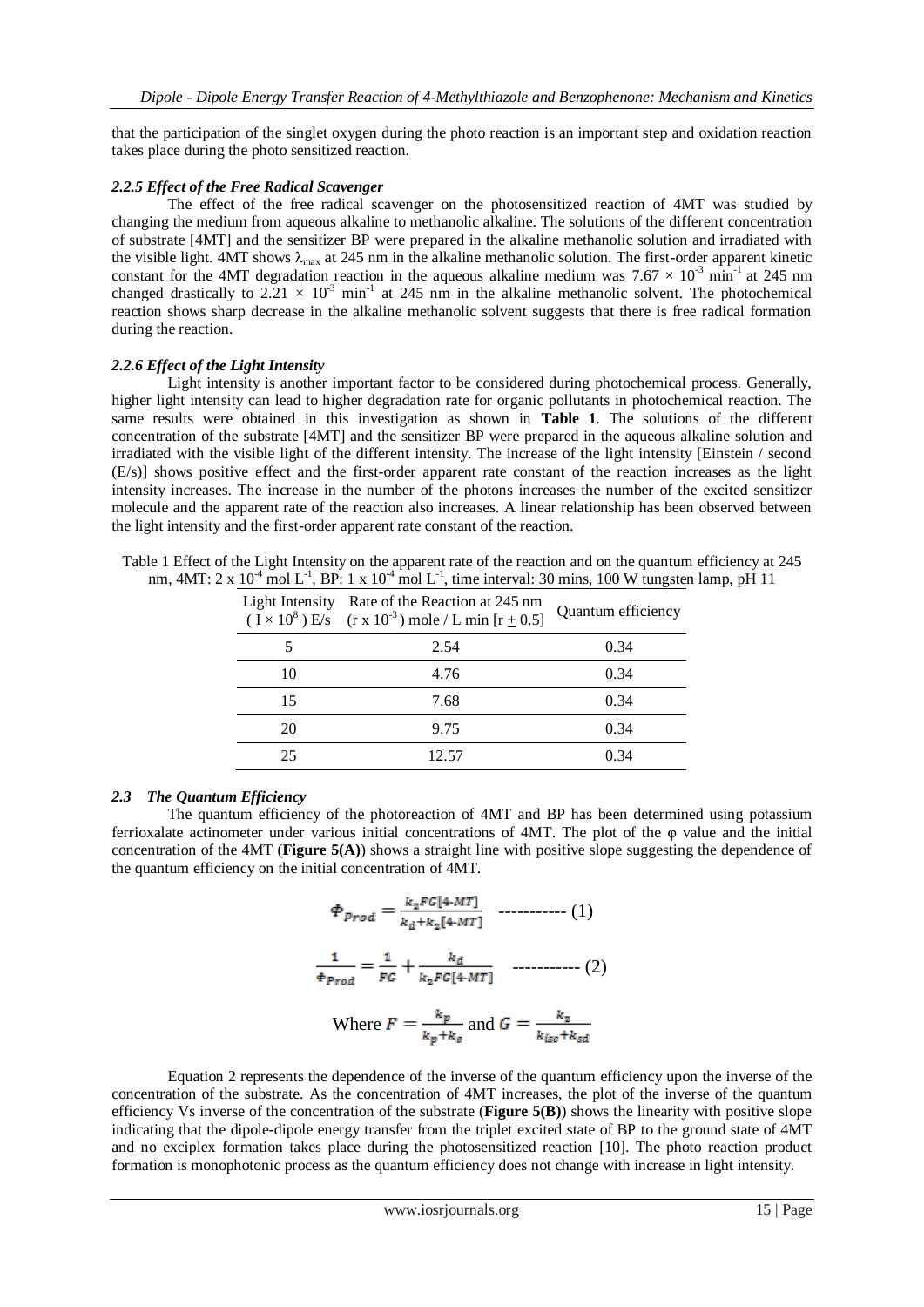that the participation of the singlet oxygen during the photo reaction is an important step and oxidation reaction takes place during the photo sensitized reaction.

#### *2.2.5 Effect of the Free Radical Scavenger*

The effect of the free radical scavenger on the photosensitized reaction of 4MT was studied by changing the medium from aqueous alkaline to methanolic alkaline. The solutions of the different concentration of substrate [4MT] and the sensitizer BP were prepared in the alkaline methanolic solution and irradiated with the visible light. 4MT shows $\lambda_{max}$ at 245 nm in the alkaline methanolic solution. The first-order apparent kinetic constant for the 4MT degradation reaction in the aqueous alkaline medium was $7.67 \times 10^{-3}$ $min^{-1}$ at 245 nm changed drastically to $2.21 \times 10^{-3}$ $min^{-1}$ at 245 nm in the alkaline methanolic solvent. The photochemical reaction shows sharp decrease in the alkaline methanolic solvent suggests that there is free radical formation during the reaction.

#### *2.2.6 Effect of the Light Intensity*

Light intensity is another important factor to be considered during photochemical process. Generally, higher light intensity can lead to higher degradation rate for organic pollutants in photochemical reaction. The same results were obtained in this investigation as shown in **Table 1**. The solutions of the different concentration of the substrate [4MT] and the sensitizer BP were prepared in the aqueous alkaline solution and irradiated with the visible light of the different intensity. The increase of the light intensity [Einstein / second (E/s)] shows positive effect and the first-order apparent rate constant of the reaction increases as the light intensity increases. The increase in the number of the photons increases the number of the excited sensitizer molecule and the apparent rate of the reaction also increases. A linear relationship has been observed between the light intensity and the first-order apparent rate constant of the reaction.

Table 1 Effect of the Light Intensity on the apparent rate of the reaction and on the quantum efficiency at 245 nm, 4MT: $2 \times 10^{-4}$ mol $L^{-1}$, BP: $1 \times 10^{-4}$ mol $L^{-1}$, time interval: 30 mins, 100 W tungsten lamp, pH 11

| Light Intensity ( $I \times 10^{8}$ ) E/s | Rate of the Reaction at 245 nm ($r \times 10^{-3}$) mole / L min [$r \pm 0.5$] | Quantum efficiency |
|---|---|---|
| 5 | 2.54 | 0.34 |
| 10 | 4.76 | 0.34 |
| 15 | 7.68 | 0.34 |
| 20 | 9.75 | 0.34 |
| 25 | 12.57 | 0.34 |

### *2.3 The Quantum Efficiency*

The quantum efficiency of the photoreaction of 4MT and BP has been determined using potassium ferrioxalate actinometer under various initial concentrations of 4MT. The plot of the φ value and the initial concentration of the 4MT (**Figure 5(A)**) shows a straight line with positive slope suggesting the dependence of the quantum efficiency on the initial concentration of 4MT.

$$\Phi_{Prod} = \frac{k_2 FG[4\text{-}MT]}{k_d + k_2[4\text{-}MT]} \quad \text{----------- (1)}$$

$$\frac{1}{\Phi_{Prod}} = \frac{1}{FG} + \frac{k_d}{k_2 FG[4\text{-}MT]} \quad \text{----------- (2)}$$

$$\text{Where } F = \frac{k_p}{k_p + k_e} \text{ and } G = \frac{k_2}{k_{isc} + k_{sd}}$$

Equation 2 represents the dependence of the inverse of the quantum efficiency upon the inverse of the concentration of the substrate. As the concentration of 4MT increases, the plot of the inverse of the quantum efficiency Vs inverse of the concentration of the substrate (**Figure 5(B)**) shows the linearity with positive slope indicating that the dipole-dipole energy transfer from the triplet excited state of BP to the ground state of 4MT and no exciplex formation takes place during the photosensitized reaction [10]. The photo reaction product formation is monophotonic process as the quantum efficiency does not change with increase in light intensity.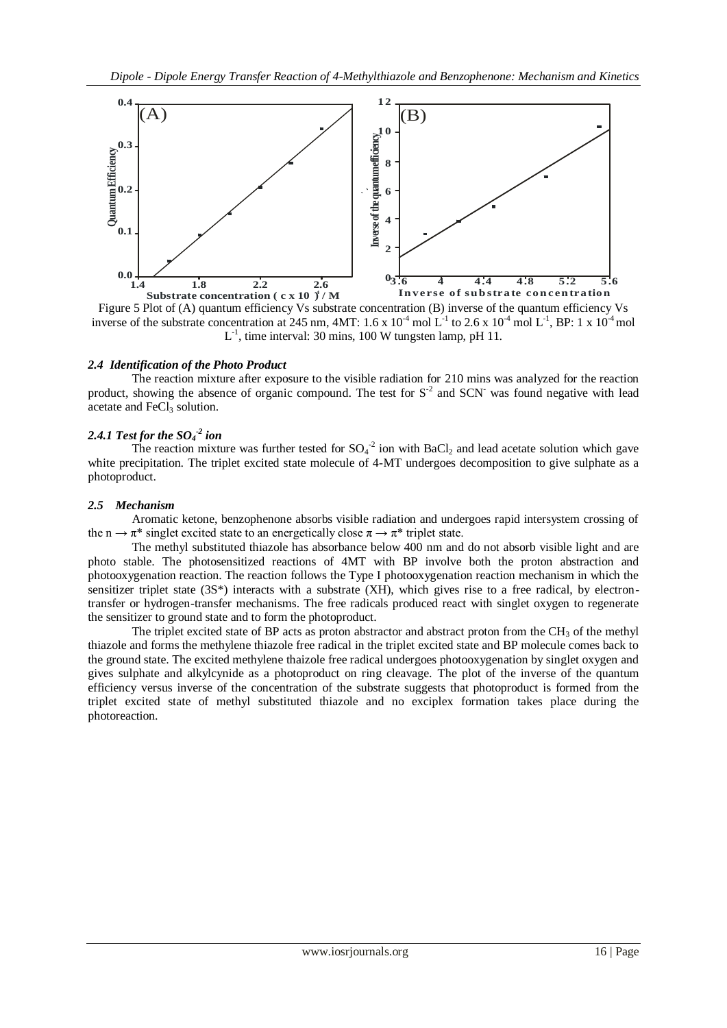Figure 5 Plot of (A) quantum efficiency Vs substrate concentration (B) inverse of the quantum efficiency Vs inverse of the substrate concentration at 245 nm, 4MT: $1.6 \times 10^{-4}$ mol $L^{-1}$ to $2.6 \times 10^{-4}$ mol $L^{-1}$, BP: $1 \times 10^{-4}$ mol $L^{-1}$, time interval: 30 mins, 100 W tungsten lamp, pH 11.

### *2.4 Identification of the Photo Product*

The reaction mixture after exposure to the visible radiation for 210 mins was analyzed for the reaction product, showing the absence of organic compound. The test for $S^{-2}$ and $SCN^{-}$ was found negative with lead acetate and $FeCl_3$ solution.

#### *2.4.1 Test for the $SO_4^{-2}$ ion*

The reaction mixture was further tested for $SO_4^{-2}$ ion with $BaCl_2$ and lead acetate solution which gave white precipitation. The triplet excited state molecule of 4-MT undergoes decomposition to give sulphate as a photoproduct.

### *2.5 Mechanism*

Aromatic ketone, benzophenone absorbs visible radiation and undergoes rapid intersystem crossing of the $n \rightarrow \pi^*$ singlet excited state to an energetically close $\pi \rightarrow \pi^*$ triplet state.

The methyl substituted thiazole has absorbance below 400 nm and do not absorb visible light and are photo stable. The photosensitized reactions of 4MT with BP involve both the proton abstraction and photooxygenation reaction. The reaction follows the Type I photooxygenation reaction mechanism in which the sensitizer triplet state (3S*) interacts with a substrate (XH), which gives rise to a free radical, by electron-transfer or hydrogen-transfer mechanisms. The free radicals produced react with singlet oxygen to regenerate the sensitizer to ground state and to form the photoproduct.

The triplet excited state of BP acts as proton abstractor and abstract proton from the $CH_3$ of the methyl thiazole and forms the methylene thiazole free radical in the triplet excited state and BP molecule comes back to the ground state. The excited methylene thaizole free radical undergoes photooxygenation by singlet oxygen and gives sulphate and alkylcynide as a photoproduct on ring cleavage. The plot of the inverse of the quantum efficiency versus inverse of the concentration of the substrate suggests that photoproduct is formed from the triplet excited state of methyl substituted thiazole and no exciplex formation takes place during the photoreaction.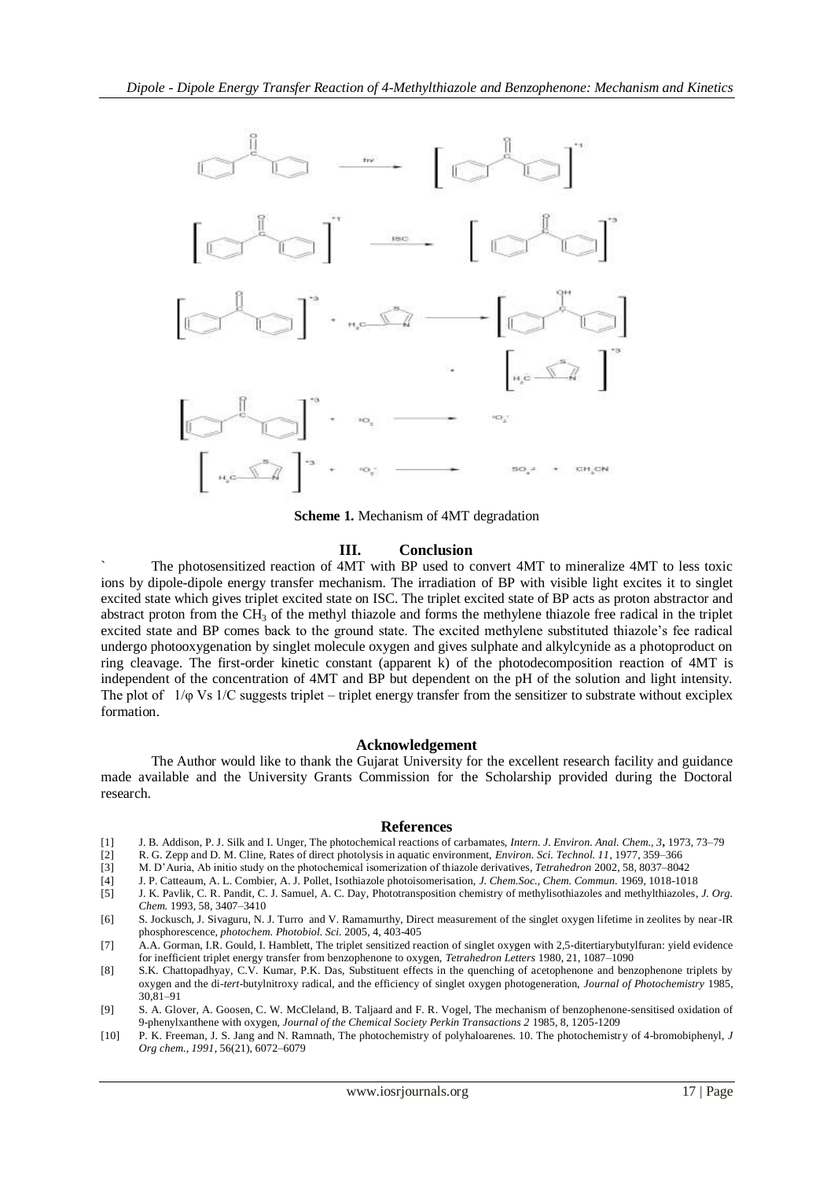**Scheme 1.** Mechanism of 4MT degradation

## III. Conclusion

` The photosensitized reaction of 4MT with BP used to convert 4MT to mineralize 4MT to less toxic ions by dipole-dipole energy transfer mechanism. The irradiation of BP with visible light excites it to singlet excited state which gives triplet excited state on ISC. The triplet excited state of BP acts as proton abstractor and abstract proton from the $CH_3$ of the methyl thiazole and forms the methylene thiazole free radical in the triplet excited state and BP comes back to the ground state. The excited methylene substituted thiazole's fee radical undergo photooxygenation by singlet molecule oxygen and gives sulphate and alkylcynide as a photoproduct on ring cleavage. The first-order kinetic constant (apparent k) of the photodecomposition reaction of 4MT is independent of the concentration of 4MT and BP but dependent on the pH of the solution and light intensity. The plot of $1/\varphi$ Vs $1/C$ suggests triplet – triplet energy transfer from the sensitizer to substrate without exciplex formation.

## Acknowledgement

The Author would like to thank the Gujarat University for the excellent research facility and guidance made available and the University Grants Commission for the Scholarship provided during the Doctoral research.

## References

[1] J. B. Addison, P. J. Silk and I. Unger, The photochemical reactions of carbamates, *Intern. J. Environ. Anal. Chem., 3***,** 1973, 73–79

[2] R. G. Zepp and D. M. Cline, Rates of direct photolysis in aquatic environment, *Environ. Sci. Technol. 11*, 1977, 359–366

[3] M. D'Auria, Ab initio study on the photochemical isomerization of thiazole derivatives, *Tetrahedron* 2002, 58, 8037–8042

[4] J. P. Catteaum, A. L. Combier, A. J. Pollet, Isothiazole photoisomerisation, *J. Chem.Soc., Chem. Commun.* 1969, 1018-1018

[5] J. K. Pavlik, C. R. Pandit, C. J. Samuel, A. C. Day, Phototransposition chemistry of methylisothiazoles and methylthiazoles, *J. Org. Chem.* 1993, 58, 3407–3410

[6] S. Jockusch, J. Sivaguru, N. J. Turro and V. Ramamurthy, Direct measurement of the singlet oxygen lifetime in zeolites by near-IR phosphorescence, *photochem. Photobiol. Sci.* 2005, 4, 403-405

[7] A.A. Gorman, I.R. Gould, I. Hamblett, The triplet sensitized reaction of singlet oxygen with 2,5-ditertiarybutylfuran: yield evidence for inefficient triplet energy transfer from benzophenone to oxygen, *Tetrahedron Letters* 1980, 21, 1087–1090

[8] S.K. Chattopadhyay, C.V. Kumar, P.K. Das, Substituent effects in the quenching of acetophenone and benzophenone triplets by oxygen and the di-*tert*-butylnitroxy radical, and the efficiency of singlet oxygen photogeneration, *Journal of Photochemistry* 1985, 30,81–91

[9] S. A. Glover, A. Goosen, C. W. McCleland, B. Taljaard and F. R. Vogel, The mechanism of benzophenone-sensitised oxidation of 9-phenylxanthene with oxygen, *Journal of the Chemical Society Perkin Transactions 2* 1985, 8, 1205-1209

[10] P. K. Freeman, J. S. Jang and N. Ramnath, The photochemistry of polyhaloarenes. 10. The photochemistry of 4-bromobiphenyl, *J Org chem., 1991*, 56(21), 6072–6079